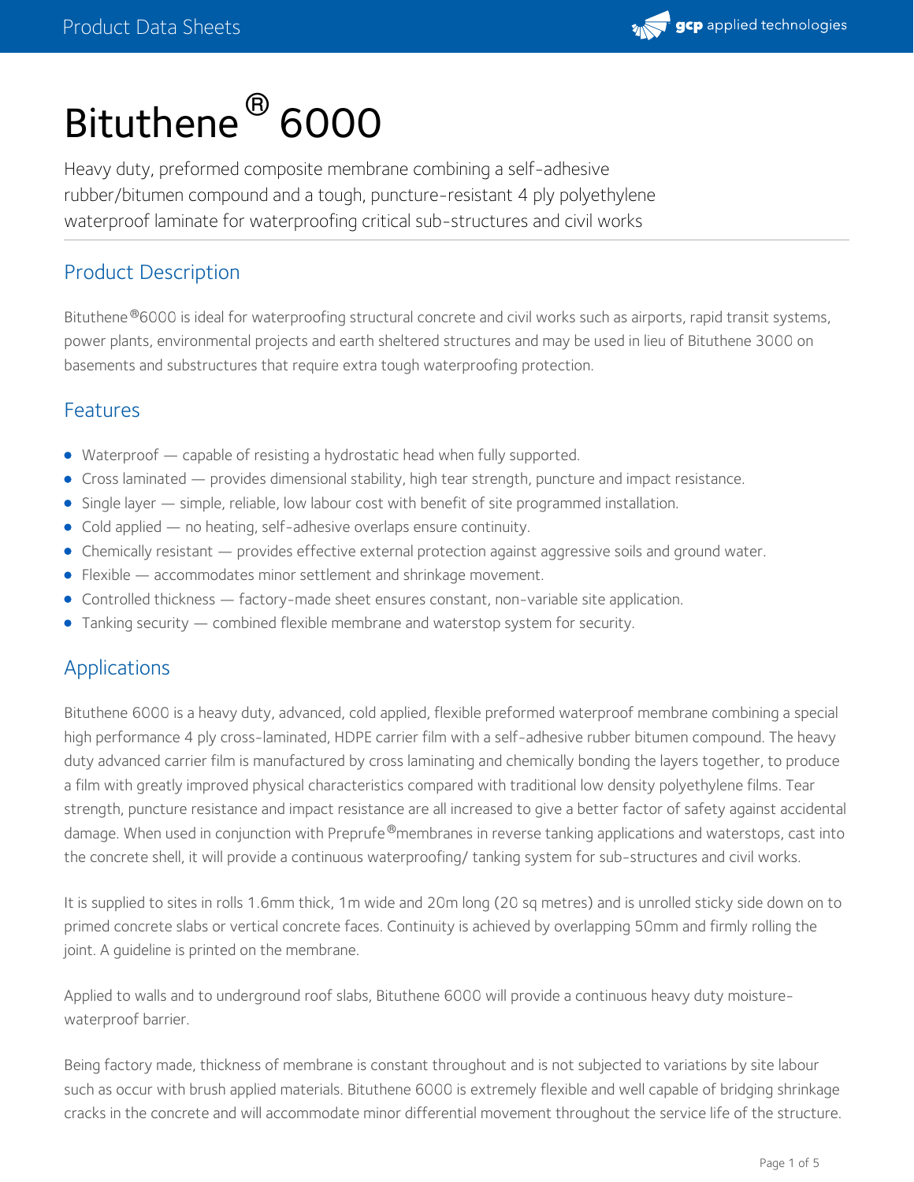# Bituthene® 6000

Heavy duty, preformed composite membrane combining a self-adhesive rubber/bitumen compound and a tough, puncture-resistant 4 ply polyethylene waterproof laminate for waterproofing critical sub-structures and civil works

## Product Description

Bituthene®6000 is ideal for waterproofing structural concrete and civil works such as airports, rapid transit systems, power plants, environmental projects and earth sheltered structures and may be used in lieu of Bituthene 3000 on basements and substructures that require extra tough waterproofing protection.

## Features

- Waterproof — capable of resisting a hydrostatic head when fully supported.
- Cross laminated — provides dimensional stability, high tear strength, puncture and impact resistance.
- Single layer — simple, reliable, low labour cost with benefit of site programmed installation.
- Cold applied — no heating, self-adhesive overlaps ensure continuity.
- Chemically resistant — provides effective external protection against aggressive soils and ground water.
- Flexible — accommodates minor settlement and shrinkage movement.
- Controlled thickness — factory-made sheet ensures constant, non-variable site application.
- Tanking security — combined flexible membrane and waterstop system for security.

## Applications

Bituthene 6000 is a heavy duty, advanced, cold applied, flexible preformed waterproof membrane combining a special high performance 4 ply cross-laminated, HDPE carrier film with a self-adhesive rubber bitumen compound. The heavy duty advanced carrier film is manufactured by cross laminating and chemically bonding the layers together, to produce a film with greatly improved physical characteristics compared with traditional low density polyethylene films. Tear strength, puncture resistance and impact resistance are all increased to give a better factor of safety against accidental damage. When used in conjunction with Preprufe®membranes in reverse tanking applications and waterstops, cast into the concrete shell, it will provide a continuous waterproofing/ tanking system for sub-structures and civil works.

It is supplied to sites in rolls 1.6mm thick, 1m wide and 20m long (20 sq metres) and is unrolled sticky side down on to primed concrete slabs or vertical concrete faces. Continuity is achieved by overlapping 50mm and firmly rolling the joint. A guideline is printed on the membrane.

Applied to walls and to underground roof slabs, Bituthene 6000 will provide a continuous heavy duty moisture-waterproof barrier.

Being factory made, thickness of membrane is constant throughout and is not subjected to variations by site labour such as occur with brush applied materials. Bituthene 6000 is extremely flexible and well capable of bridging shrinkage cracks in the concrete and will accommodate minor differential movement throughout the service life of the structure.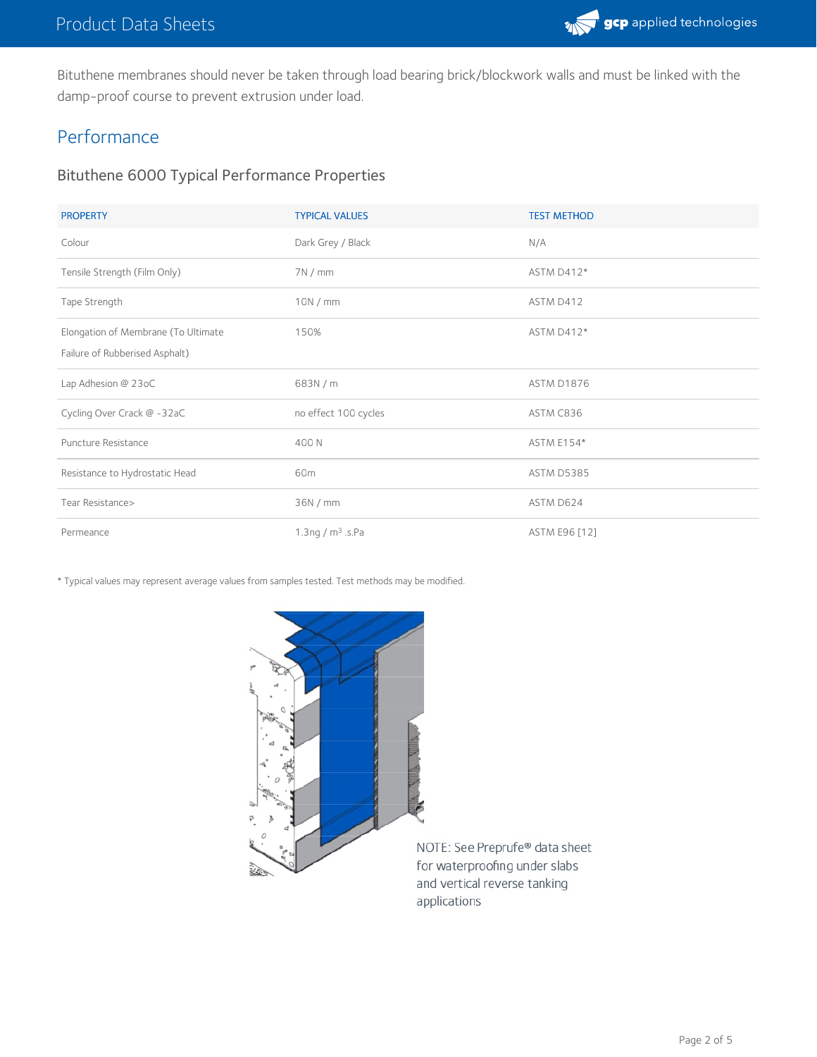Bituthene membranes should never be taken through load bearing brick/blockwork walls and must be linked with the damp-proof course to prevent extrusion under load.

## Performance

### Bituthene 6000 Typical Performance Properties

| PROPERTY | TYPICAL VALUES | TEST METHOD |
| --- | --- | --- |
| Colour | Dark Grey / Black | N/A |
| Tensile Strength (Film Only) | 7N / mm | ASTM D412* |
| Tape Strength | 10N / mm | ASTM D412 |
| Elongation of Membrane (To Ultimate Failure of Rubberised Asphalt) | 150% | ASTM D412* |
| Lap Adhesion @ 23oC | 683N / m | ASTM D1876 |
| Cycling Over Crack @ -32aC | no effect 100 cycles | ASTM C836 |
| Puncture Resistance | 400 N | ASTM E154* |
| Resistance to Hydrostatic Head | 60m | ASTM D5385 |
| Tear Resistance> | 36N / mm | ASTM D624 |
| Permeance | 1.3ng / $m^3$ .s.Pa | ASTM E96 [12] |

* Typical values may represent average values from samples tested. Test methods may be modified.

NOTE: See Preprufe® data sheet for waterproofing under slabs and vertical reverse tanking applications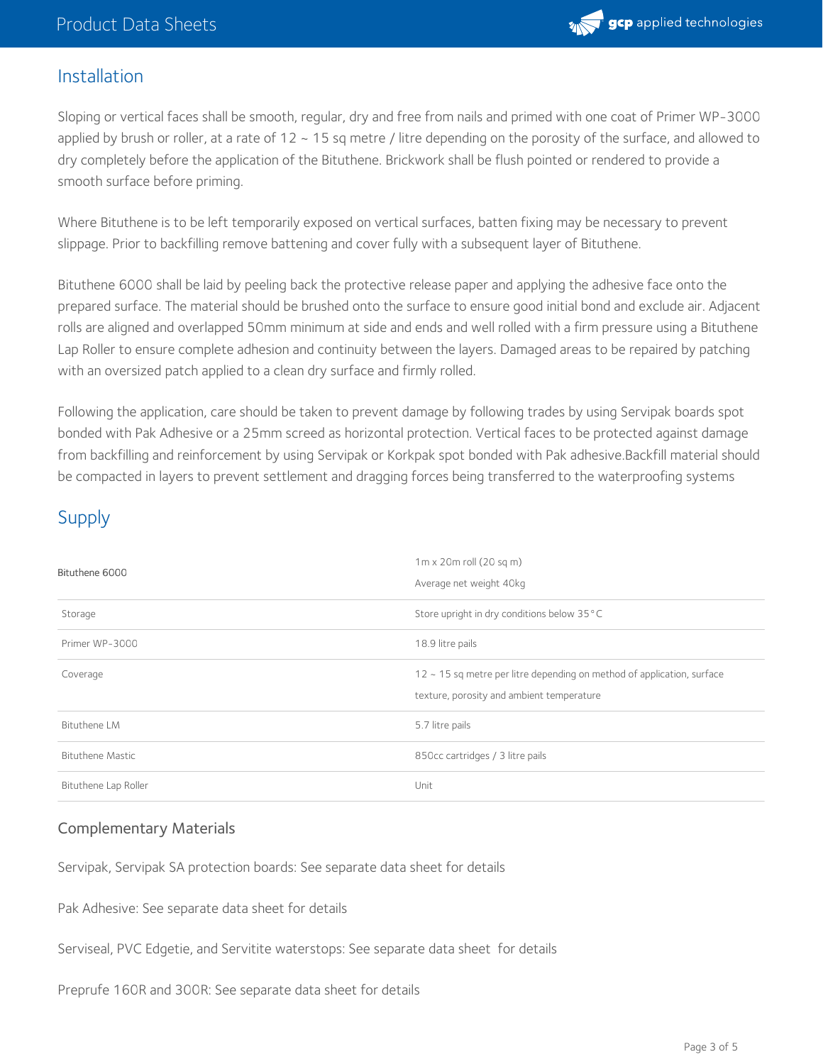## Installation

Sloping or vertical faces shall be smooth, regular, dry and free from nails and primed with one coat of Primer WP-3000 applied by brush or roller, at a rate of 12 ~ 15 sq metre / litre depending on the porosity of the surface, and allowed to dry completely before the application of the Bituthene. Brickwork shall be flush pointed or rendered to provide a smooth surface before priming.

Where Bituthene is to be left temporarily exposed on vertical surfaces, batten fixing may be necessary to prevent slippage. Prior to backfilling remove battening and cover fully with a subsequent layer of Bituthene.

Bituthene 6000 shall be laid by peeling back the protective release paper and applying the adhesive face onto the prepared surface. The material should be brushed onto the surface to ensure good initial bond and exclude air. Adjacent rolls are aligned and overlapped 50mm minimum at side and ends and well rolled with a firm pressure using a Bituthene Lap Roller to ensure complete adhesion and continuity between the layers. Damaged areas to be repaired by patching with an oversized patch applied to a clean dry surface and firmly rolled.

Following the application, care should be taken to prevent damage by following trades by using Servipak boards spot bonded with Pak Adhesive or a 25mm screed as horizontal protection. Vertical faces to be protected against damage from backfilling and reinforcement by using Servipak or Korkpak spot bonded with Pak adhesive.Backfill material should be compacted in layers to prevent settlement and dragging forces being transferred to the waterproofing systems

## Supply

| | |
|---|---|
| Bituthene 6000 | 1m x 20m roll (20 sq m)<br>Average net weight 40kg |
| Storage | Store upright in dry conditions below 35°C |
| Primer WP-3000 | 18.9 litre pails |
| Coverage | 12 ~ 15 sq metre per litre depending on method of application, surface texture, porosity and ambient temperature |
| Bituthene LM | 5.7 litre pails |
| Bituthene Mastic | 850cc cartridges / 3 litre pails |
| Bituthene Lap Roller | Unit |

### Complementary Materials

Servipak, Servipak SA protection boards: See separate data sheet for details

Pak Adhesive: See separate data sheet for details

Serviseal, PVC Edgetie, and Servitite waterstops: See separate data sheet for details

Preprufe 160R and 300R: See separate data sheet for details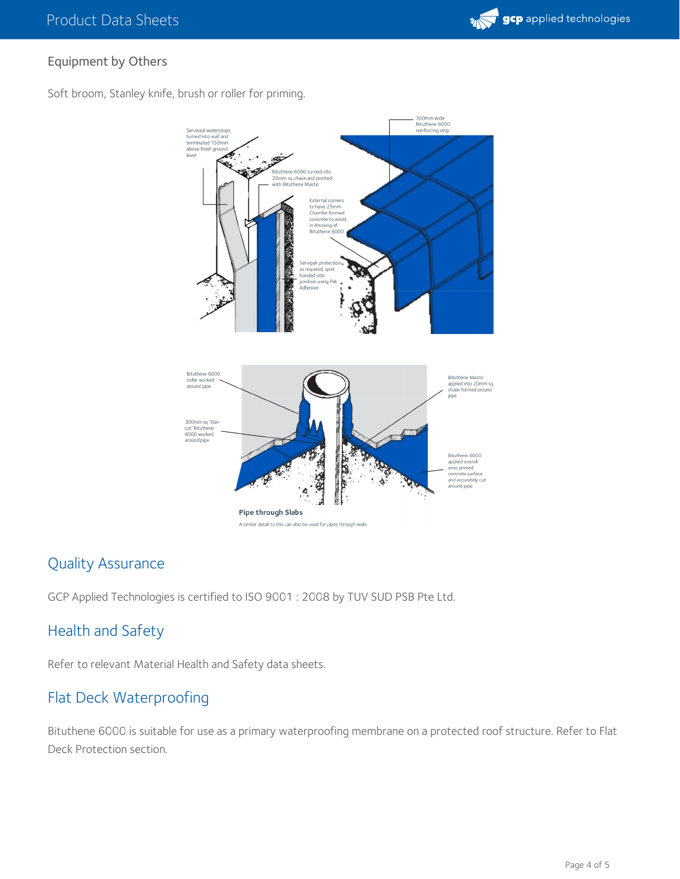## Equipment by Others

Soft broom, Stanley knife, brush or roller for priming.

Serviseal waterstops turned into wall and terminated 150mm above finish ground level

Bituthene 6000 turned into 20mm sq chase and pointed with Bituthene Mastic

300mm wide Bituthene 6000 reinforcing strip

External corners to have 25mm Chamfer formed concrete to assist in dressing of Bituthene 6000

Servipak protection as required, spot bonded into position using Pak Adhesive

Bituthene 6000 collar worked around pipe

300mm sq 'Star-cut' Bituthene 6000 worked around pipe

Bituthene Mastic applied into 20mm sq chase formed around pipe

Bituthene 6000 applied overall onto primed concrete surface and accurately cut around pipe

**Pipe through Slabs**

A similar detail to this can also be used for pipes through walls

## Quality Assurance

GCP Applied Technologies is certified to ISO 9001 : 2008 by TUV SUD PSB Pte Ltd.

## Health and Safety

Refer to relevant Material Health and Safety data sheets.

## Flat Deck Waterproofing

Bituthene 6000 is suitable for use as a primary waterproofing membrane on a protected roof structure. Refer to Flat Deck Protection section.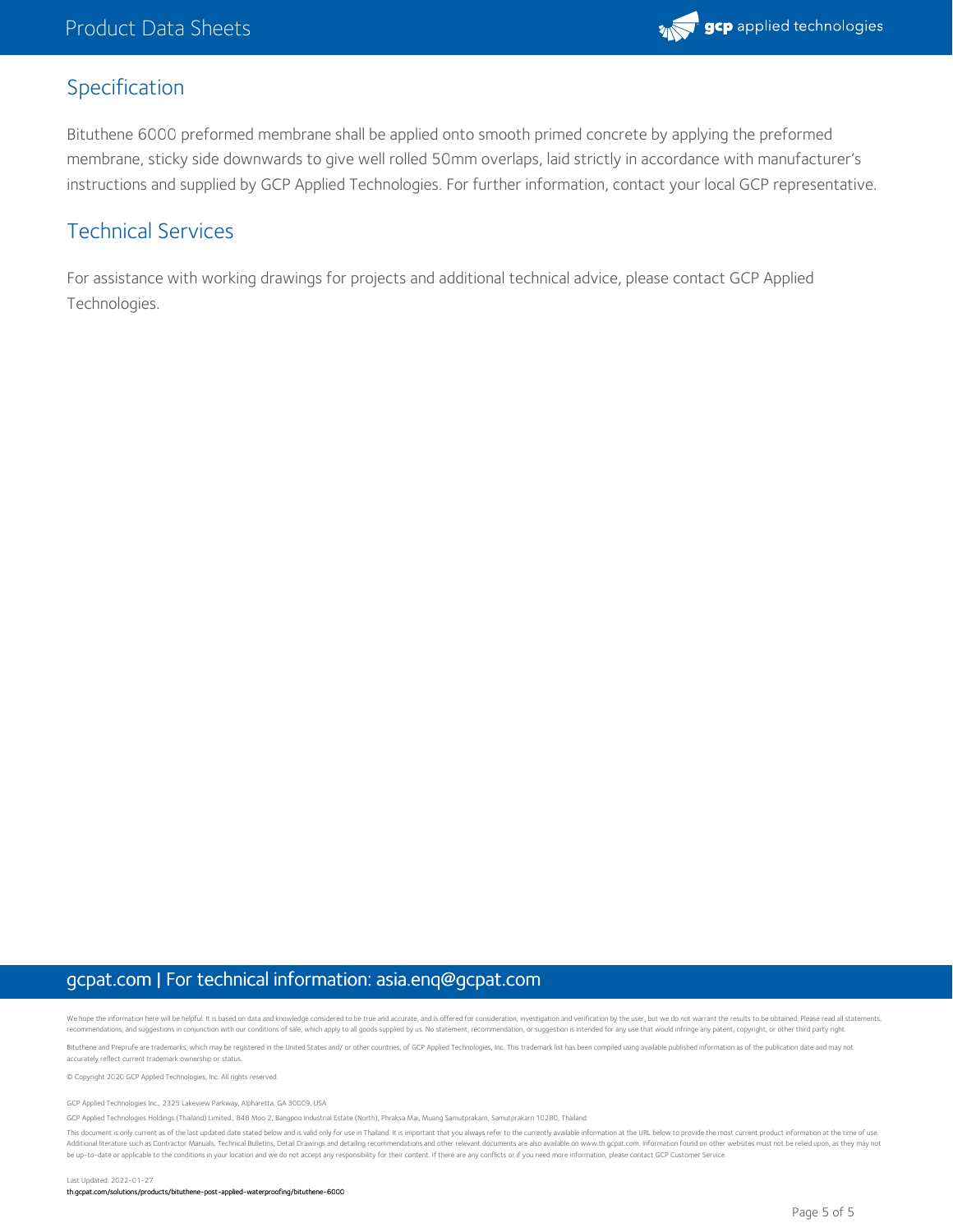## Specification

Bituthene 6000 preformed membrane shall be applied onto smooth primed concrete by applying the preformed membrane, sticky side downwards to give well rolled 50mm overlaps, laid strictly in accordance with manufacturer's instructions and supplied by GCP Applied Technologies. For further information, contact your local GCP representative.

## Technical Services

For assistance with working drawings for projects and additional technical advice, please contact GCP Applied Technologies.

gcpat.com | For technical information: asia.enq@gcpat.com

We hope the information here will be helpful. It is based on data and knowledge considered to be true and accurate, and is offered for consideration, investigation and verification by the user, but we do not warrant the results to be obtained. Please read all statements, recommendations, and suggestions in conjunction with our conditions of sale, which apply to all goods supplied by us. No statement, recommendation, or suggestion is intended for any use that would infringe any patent, copyright, or other third party right.

Bituthene and Preprufe are trademarks, which may be registered in the United States and/ or other countries, of GCP Applied Technologies, Inc. This trademark list has been compiled using available published information as of the publication date and may not accurately reflect current trademark ownership or status.

© Copyright 2020 GCP Applied Technologies, Inc. All rights reserved.

GCP Applied Technologies Inc., 2325 Lakeview Parkway, Alpharetta, GA 30009, USA

GCP Applied Technologies Holdings (Thailand) Limited., 848 Moo 2, Bangpoo Industrial Estate (North), Phraksa Mai, Muang Samutprakarn, Samutprakarn 10280, Thailand

This document is only current as of the last updated date stated below and is valid only for use in Thailand. It is important that you always refer to the currently available information at the URL below to provide the most current product information at the time of use. Additional literature such as Contractor Manuals, Technical Bulletins, Detail Drawings and detailing recommendations and other relevant documents are also available on www.th.gcpat.com. Information found on other websites must not be relied upon, as they may not be up-to-date or applicable to the conditions in your location and we do not accept any responsibility for their content. If there are any conflicts or if you need more information, please contact GCP Customer Service.

Last Updated: 2022-01-27

th.gcpat.com/solutions/products/bituthene-post-applied-waterproofing/bituthene-6000